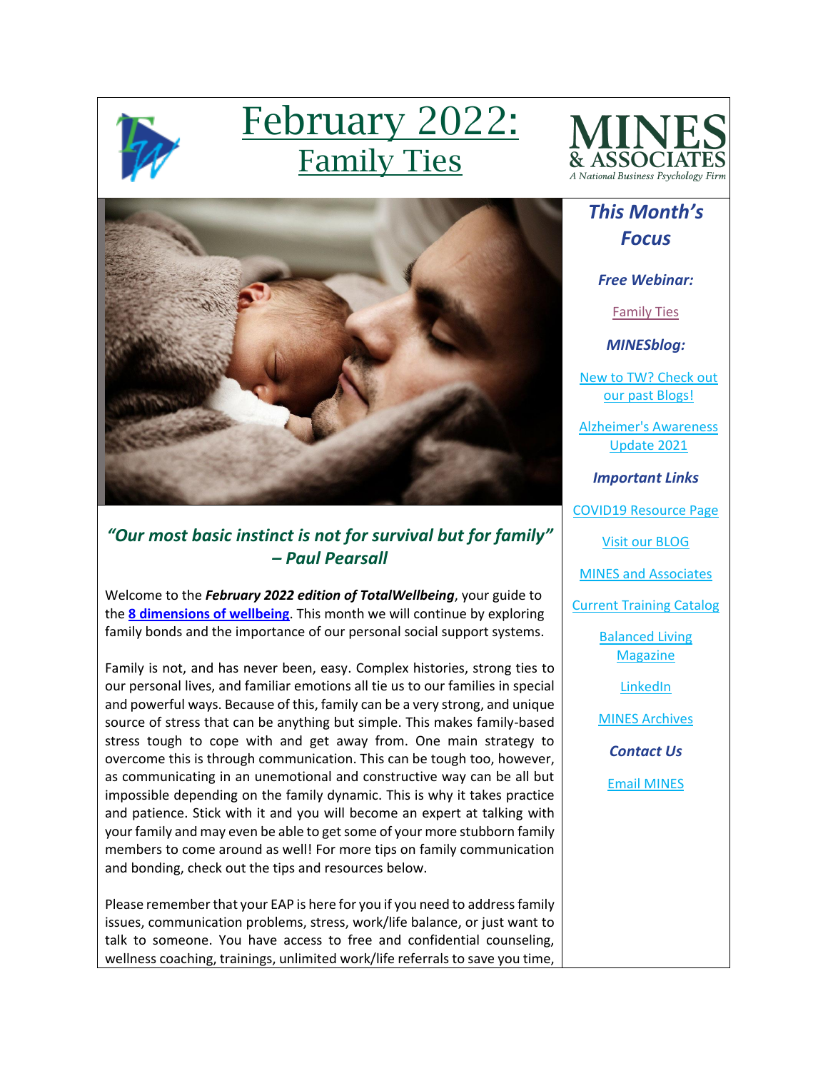# February 2022: Family Ties

MINES & ASSOCIATES
*A National Business Psychology Firm*

## *This Month's Focus*

***Free Webinar:***

Family Ties

***MINESblog:***

New to TW? Check out our past Blogs!

Alzheimer's Awareness Update 2021

***Important Links***

COVID19 Resource Page

Visit our BLOG

MINES and Associates

Current Training Catalog

Balanced Living Magazine

LinkedIn

MINES Archives

***Contact Us***

Email MINES

### *"Our most basic instinct is not for survival but for family" – Paul Pearsall*

Welcome to the ***February 2022 edition of TotalWellbeing***, your guide to the **8 dimensions of wellbeing**. This month we will continue by exploring family bonds and the importance of our personal social support systems.

Family is not, and has never been, easy. Complex histories, strong ties to our personal lives, and familiar emotions all tie us to our families in special and powerful ways. Because of this, family can be a very strong, and unique source of stress that can be anything but simple. This makes family-based stress tough to cope with and get away from. One main strategy to overcome this is through communication. This can be tough too, however, as communicating in an unemotional and constructive way can be all but impossible depending on the family dynamic. This is why it takes practice and patience. Stick with it and you will become an expert at talking with your family and may even be able to get some of your more stubborn family members to come around as well! For more tips on family communication and bonding, check out the tips and resources below.

Please remember that your EAP is here for you if you need to address family issues, communication problems, stress, work/life balance, or just want to talk to someone. You have access to free and confidential counseling, wellness coaching, trainings, unlimited work/life referrals to save you time,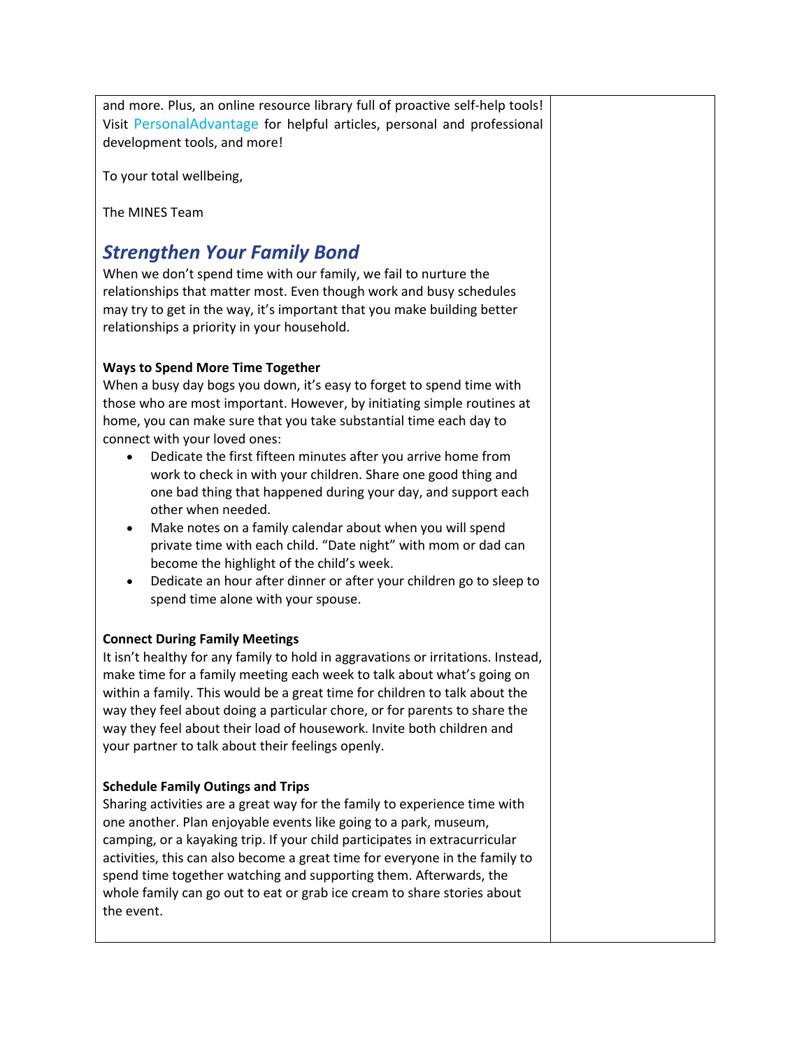and more. Plus, an online resource library full of proactive self-help tools! Visit PersonalAdvantage for helpful articles, personal and professional development tools, and more!

To your total wellbeing,

The MINES Team

## *Strengthen Your Family Bond*

When we don't spend time with our family, we fail to nurture the relationships that matter most. Even though work and busy schedules may try to get in the way, it's important that you make building better relationships a priority in your household.

**Ways to Spend More Time Together**

When a busy day bogs you down, it's easy to forget to spend time with those who are most important. However, by initiating simple routines at home, you can make sure that you take substantial time each day to connect with your loved ones:

- Dedicate the first fifteen minutes after you arrive home from work to check in with your children. Share one good thing and one bad thing that happened during your day, and support each other when needed.
- Make notes on a family calendar about when you will spend private time with each child. "Date night" with mom or dad can become the highlight of the child's week.
- Dedicate an hour after dinner or after your children go to sleep to spend time alone with your spouse.

**Connect During Family Meetings**

It isn't healthy for any family to hold in aggravations or irritations. Instead, make time for a family meeting each week to talk about what's going on within a family. This would be a great time for children to talk about the way they feel about doing a particular chore, or for parents to share the way they feel about their load of housework. Invite both children and your partner to talk about their feelings openly.

**Schedule Family Outings and Trips**

Sharing activities are a great way for the family to experience time with one another. Plan enjoyable events like going to a park, museum, camping, or a kayaking trip. If your child participates in extracurricular activities, this can also become a great time for everyone in the family to spend time together watching and supporting them. Afterwards, the whole family can go out to eat or grab ice cream to share stories about the event.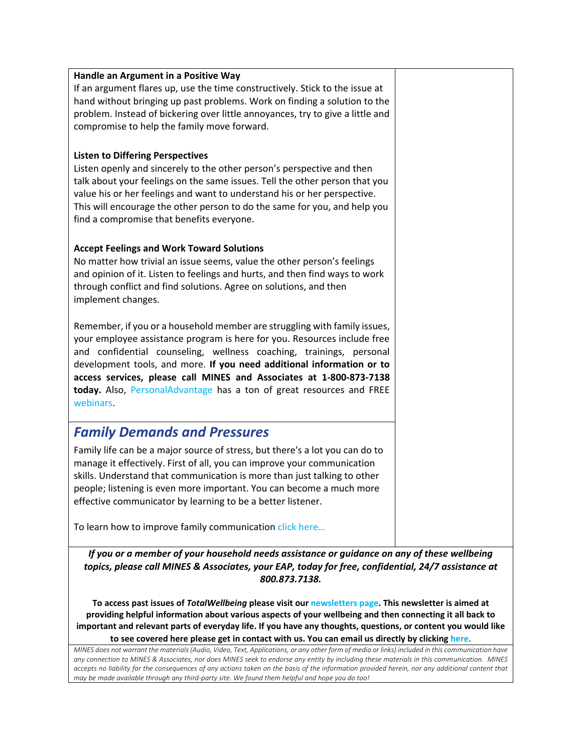**Handle an Argument in a Positive Way**
If an argument flares up, use the time constructively. Stick to the issue at hand without bringing up past problems. Work on finding a solution to the problem. Instead of bickering over little annoyances, try to give a little and compromise to help the family move forward.

**Listen to Differing Perspectives**
Listen openly and sincerely to the other person's perspective and then talk about your feelings on the same issues. Tell the other person that you value his or her feelings and want to understand his or her perspective. This will encourage the other person to do the same for you, and help you find a compromise that benefits everyone.

**Accept Feelings and Work Toward Solutions**
No matter how trivial an issue seems, value the other person's feelings and opinion of it. Listen to feelings and hurts, and then find ways to work through conflict and find solutions. Agree on solutions, and then implement changes.

Remember, if you or a household member are struggling with family issues, your employee assistance program is here for you. Resources include free and confidential counseling, wellness coaching, trainings, personal development tools, and more. **If you need additional information or to access services, please call MINES and Associates at 1-800-873-7138 today.** Also, PersonalAdvantage has a ton of great resources and FREE webinars.

## *Family Demands and Pressures*

Family life can be a major source of stress, but there's a lot you can do to manage it effectively. First of all, you can improve your communication skills. Understand that communication is more than just talking to other people; listening is even more important. You can become a much more effective communicator by learning to be a better listener.

To learn how to improve family communication click here…

***If you or a member of your household needs assistance or guidance on any of these wellbeing topics, please call MINES & Associates, your EAP, today for free, confidential, 24/7 assistance at 800.873.7138.***

**To access past issues of *TotalWellbeing* please visit our newsletters page. This newsletter is aimed at providing helpful information about various aspects of your wellbeing and then connecting it all back to important and relevant parts of everyday life. If you have any thoughts, questions, or content you would like to see covered here please get in contact with us. You can email us directly by clicking here.**

*MINES does not warrant the materials (Audio, Video, Text, Applications, or any other form of media or links) included in this communication have any connection to MINES & Associates, nor does MINES seek to endorse any entity by including these materials in this communication. MINES accepts no liability for the consequences of any actions taken on the basis of the information provided herein, nor any additional content that may be made available through any third-party site. We found them helpful and hope you do too!*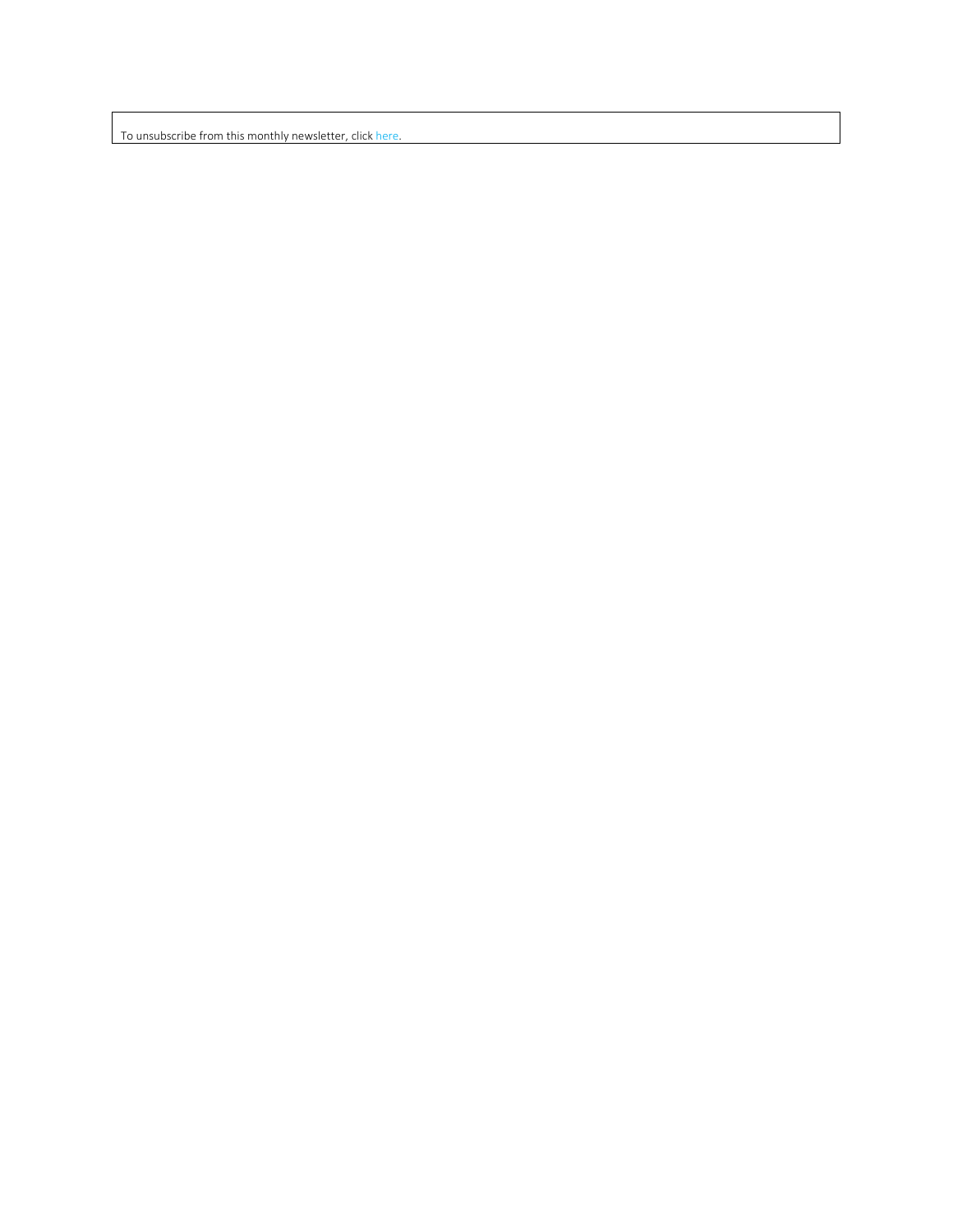To unsubscribe from this monthly newsletter, click here.